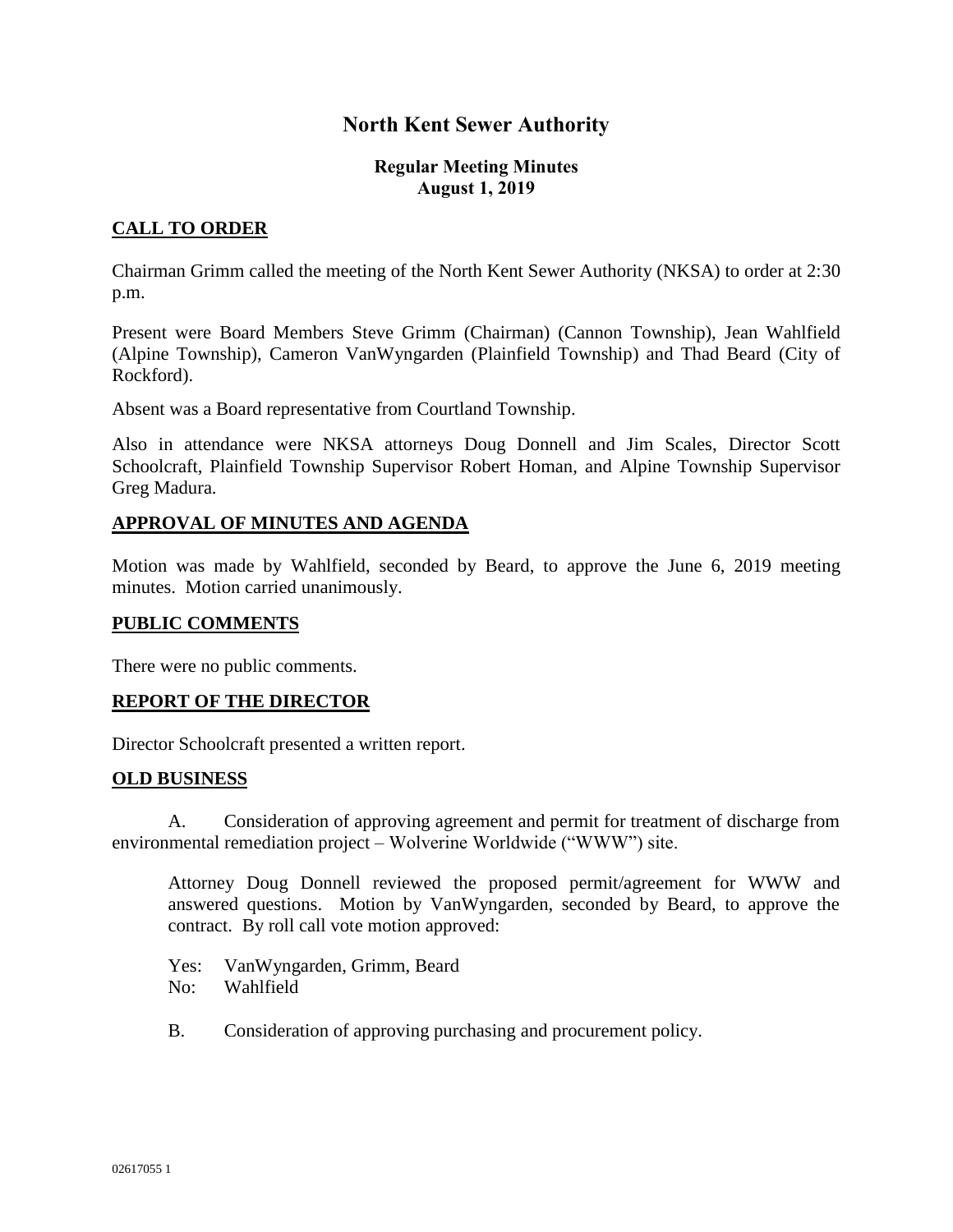# North Kent Sewer Authority

### Regular Meeting Minutes
### August 1, 2019

## CALL TO ORDER

Chairman Grimm called the meeting of the North Kent Sewer Authority (NKSA) to order at 2:30 p.m.

Present were Board Members Steve Grimm (Chairman) (Cannon Township), Jean Wahlfield (Alpine Township), Cameron VanWyngarden (Plainfield Township) and Thad Beard (City of Rockford).

Absent was a Board representative from Courtland Township.

Also in attendance were NKSA attorneys Doug Donnell and Jim Scales, Director Scott Schoolcraft, Plainfield Township Supervisor Robert Homan, and Alpine Township Supervisor Greg Madura.

## APPROVAL OF MINUTES AND AGENDA

Motion was made by Wahlfield, seconded by Beard, to approve the June 6, 2019 meeting minutes. Motion carried unanimously.

## PUBLIC COMMENTS

There were no public comments.

## REPORT OF THE DIRECTOR

Director Schoolcraft presented a written report.

## OLD BUSINESS

A. Consideration of approving agreement and permit for treatment of discharge from environmental remediation project – Wolverine Worldwide ("WWW") site.

Attorney Doug Donnell reviewed the proposed permit/agreement for WWW and answered questions. Motion by VanWyngarden, seconded by Beard, to approve the contract. By roll call vote motion approved:

Yes: VanWyngarden, Grimm, Beard
No: Wahlfield

B. Consideration of approving purchasing and procurement policy.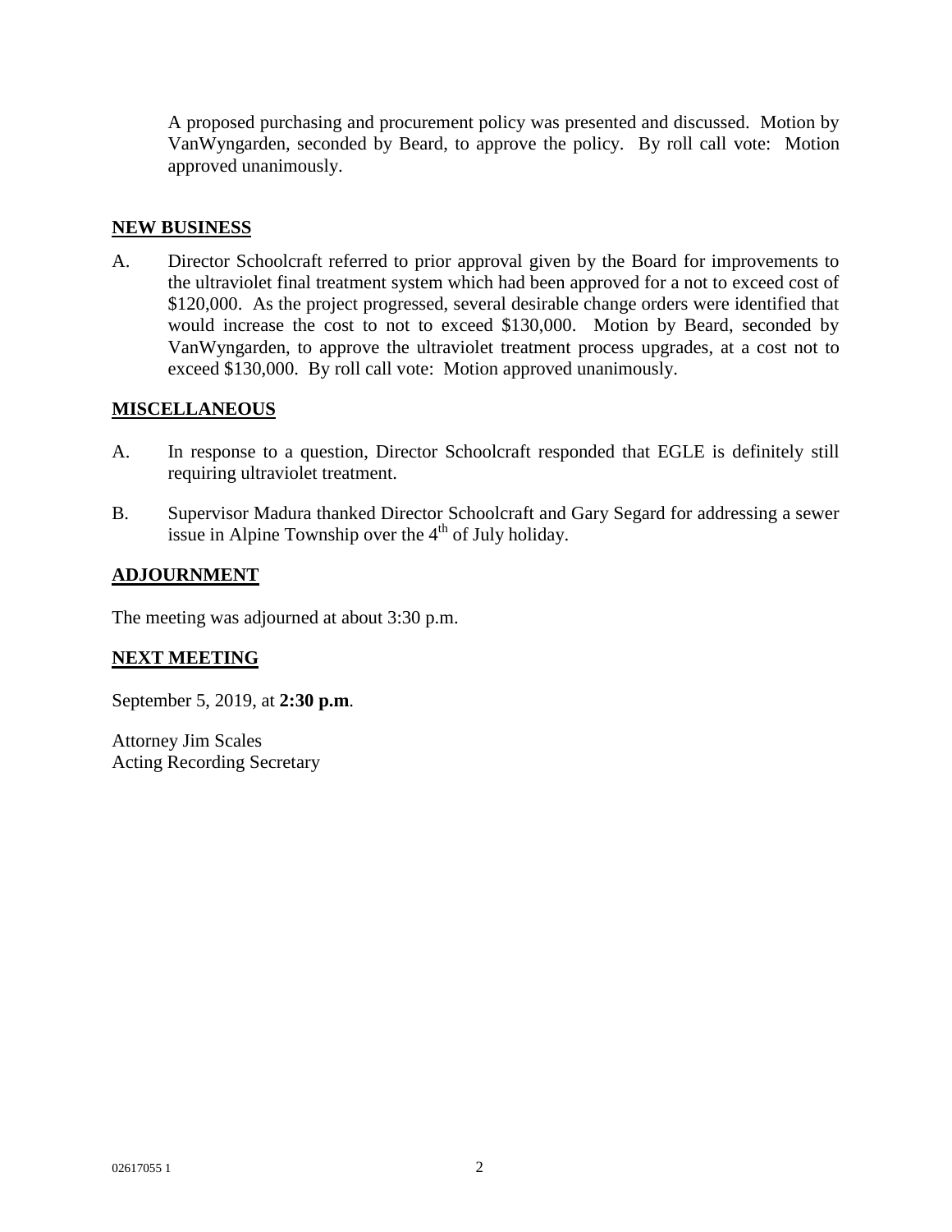A proposed purchasing and procurement policy was presented and discussed. Motion by VanWyngarden, seconded by Beard, to approve the policy. By roll call vote: Motion approved unanimously.

## NEW BUSINESS

A. Director Schoolcraft referred to prior approval given by the Board for improvements to the ultraviolet final treatment system which had been approved for a not to exceed cost of $120,000. As the project progressed, several desirable change orders were identified that would increase the cost to not to exceed $130,000. Motion by Beard, seconded by VanWyngarden, to approve the ultraviolet treatment process upgrades, at a cost not to exceed $130,000. By roll call vote: Motion approved unanimously.

## MISCELLANEOUS

A. In response to a question, Director Schoolcraft responded that EGLE is definitely still requiring ultraviolet treatment.

B. Supervisor Madura thanked Director Schoolcraft and Gary Segard for addressing a sewer issue in Alpine Township over the 4th of July holiday.

## ADJOURNMENT

The meeting was adjourned at about 3:30 p.m.

## NEXT MEETING

September 5, 2019, at **2:30 p.m**.

Attorney Jim Scales
Acting Recording Secretary

02617055 1